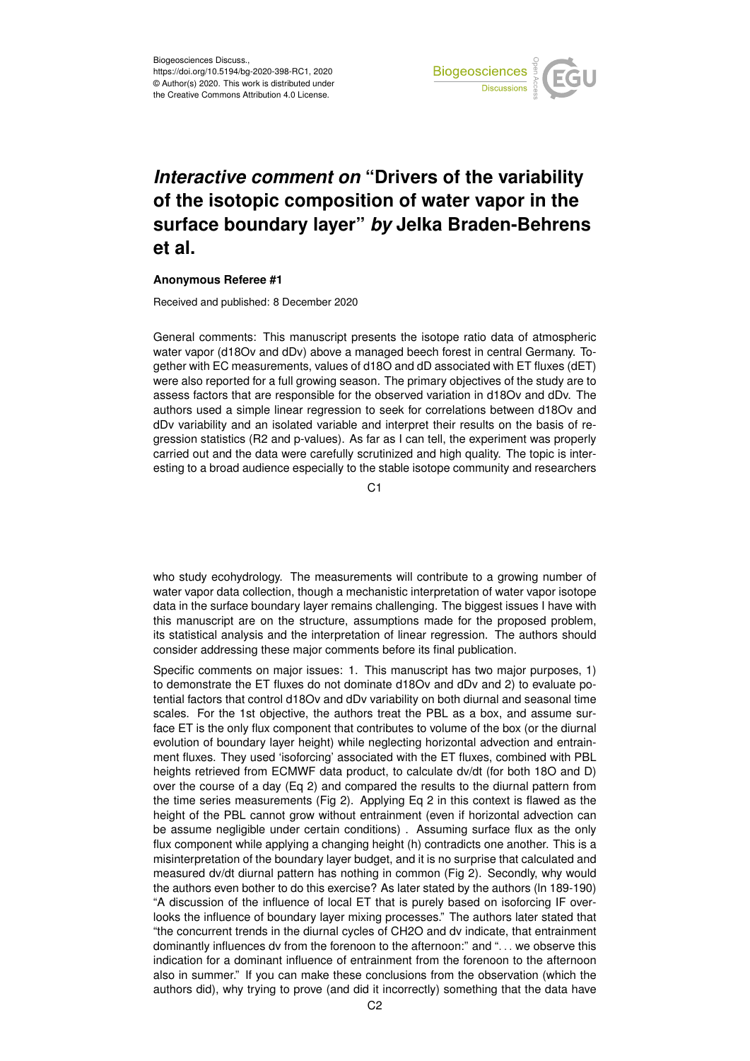# *Interactive comment on* "Drivers of the variability of the isotopic composition of water vapor in the surface boundary layer" *by* Jelka Braden-Behrens et al.

**Anonymous Referee #1**

Received and published: 8 December 2020

General comments: This manuscript presents the isotope ratio data of atmospheric water vapor (d18Ov and dDv) above a managed beech forest in central Germany. Together with EC measurements, values of d18O and dD associated with ET fluxes (dET) were also reported for a full growing season. The primary objectives of the study are to assess factors that are responsible for the observed variation in d18Ov and dDv. The authors used a simple linear regression to seek for correlations between d18Ov and dDv variability and an isolated variable and interpret their results on the basis of regression statistics (R2 and p-values). As far as I can tell, the experiment was properly carried out and the data were carefully scrutinized and high quality. The topic is interesting to a broad audience especially to the stable isotope community and researchers who study ecohydrology. The measurements will contribute to a growing number of water vapor data collection, though a mechanistic interpretation of water vapor isotope data in the surface boundary layer remains challenging. The biggest issues I have with this manuscript are on the structure, assumptions made for the proposed problem, its statistical analysis and the interpretation of linear regression. The authors should consider addressing these major comments before its final publication.

Specific comments on major issues: 1. This manuscript has two major purposes, 1) to demonstrate the ET fluxes do not dominate d18Ov and dDv and 2) to evaluate potential factors that control d18Ov and dDv variability on both diurnal and seasonal time scales. For the 1st objective, the authors treat the PBL as a box, and assume surface ET is the only flux component that contributes to volume of the box (or the diurnal evolution of boundary layer height) while neglecting horizontal advection and entrainment fluxes. They used 'isoforcing' associated with the ET fluxes, combined with PBL heights retrieved from ECMWF data product, to calculate dv/dt (for both 18O and D) over the course of a day (Eq 2) and compared the results to the diurnal pattern from the time series measurements (Fig 2). Applying Eq 2 in this context is flawed as the height of the PBL cannot grow without entrainment (even if horizontal advection can be assume negligible under certain conditions) . Assuming surface flux as the only flux component while applying a changing height (h) contradicts one another. This is a misinterpretation of the boundary layer budget, and it is no surprise that calculated and measured dv/dt diurnal pattern has nothing in common (Fig 2). Secondly, why would the authors even bother to do this exercise? As later stated by the authors (ln 189-190) "A discussion of the influence of local ET that is purely based on isoforcing IF overlooks the influence of boundary layer mixing processes." The authors later stated that "the concurrent trends in the diurnal cycles of CH2O and dv indicate, that entrainment dominantly influences dv from the forenoon to the afternoon:" and ". . . we observe this indication for a dominant influence of entrainment from the forenoon to the afternoon also in summer." If you can make these conclusions from the observation (which the authors did), why trying to prove (and did it incorrectly) something that the data have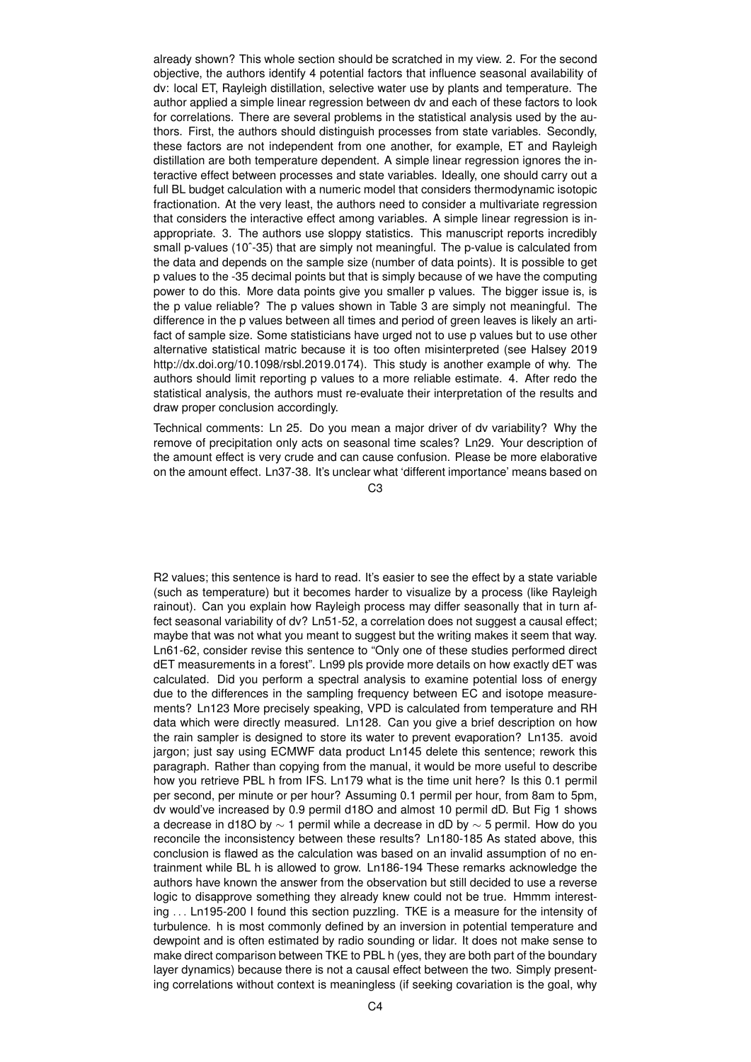already shown? This whole section should be scratched in my view. 2. For the second objective, the authors identify 4 potential factors that influence seasonal availability of dv: local ET, Rayleigh distillation, selective water use by plants and temperature. The author applied a simple linear regression between dv and each of these factors to look for correlations. There are several problems in the statistical analysis used by the authors. First, the authors should distinguish processes from state variables. Secondly, these factors are not independent from one another, for example, ET and Rayleigh distillation are both temperature dependent. A simple linear regression ignores the interactive effect between processes and state variables. Ideally, one should carry out a full BL budget calculation with a numeric model that considers thermodynamic isotopic fractionation. At the very least, the authors need to consider a multivariate regression that considers the interactive effect among variables. A simple linear regression is inappropriate. 3. The authors use sloppy statistics. This manuscript reports incredibly small p-values (10ˆ-35) that are simply not meaningful. The p-value is calculated from the data and depends on the sample size (number of data points). It is possible to get p values to the -35 decimal points but that is simply because of we have the computing power to do this. More data points give you smaller p values. The bigger issue is, is the p value reliable? The p values shown in Table 3 are simply not meaningful. The difference in the p values between all times and period of green leaves is likely an artifact of sample size. Some statisticians have urged not to use p values but to use other alternative statistical matric because it is too often misinterpreted (see Halsey 2019 http://dx.doi.org/10.1098/rsbl.2019.0174). This study is another example of why. The authors should limit reporting p values to a more reliable estimate. 4. After redo the statistical analysis, the authors must re-evaluate their interpretation of the results and draw proper conclusion accordingly.

Technical comments: Ln 25. Do you mean a major driver of dv variability? Why the remove of precipitation only acts on seasonal time scales? Ln29. Your description of the amount effect is very crude and can cause confusion. Please be more elaborative on the amount effect. Ln37-38. It's unclear what 'different importance' means based on R2 values; this sentence is hard to read. It's easier to see the effect by a state variable (such as temperature) but it becomes harder to visualize by a process (like Rayleigh rainout). Can you explain how Rayleigh process may differ seasonally that in turn affect seasonal variability of dv? Ln51-52, a correlation does not suggest a causal effect; maybe that was not what you meant to suggest but the writing makes it seem that way. Ln61-62, consider revise this sentence to "Only one of these studies performed direct dET measurements in a forest". Ln99 pls provide more details on how exactly dET was calculated. Did you perform a spectral analysis to examine potential loss of energy due to the differences in the sampling frequency between EC and isotope measurements? Ln123 More precisely speaking, VPD is calculated from temperature and RH data which were directly measured. Ln128. Can you give a brief description on how the rain sampler is designed to store its water to prevent evaporation? Ln135. avoid jargon; just say using ECMWF data product Ln145 delete this sentence; rework this paragraph. Rather than copying from the manual, it would be more useful to describe how you retrieve PBL h from IFS. Ln179 what is the time unit here? Is this 0.1 permil per second, per minute or per hour? Assuming 0.1 permil per hour, from 8am to 5pm, dv would've increased by 0.9 permil d18O and almost 10 permil dD. But Fig 1 shows a decrease in d18O by $\sim$ 1 permil while a decrease in dD by $\sim$ 5 permil. How do you reconcile the inconsistency between these results? Ln180-185 As stated above, this conclusion is flawed as the calculation was based on an invalid assumption of no entrainment while BL h is allowed to grow. Ln186-194 These remarks acknowledge the authors have known the answer from the observation but still decided to use a reverse logic to disapprove something they already knew could not be true. Hmmm interesting . . . Ln195-200 I found this section puzzling. TKE is a measure for the intensity of turbulence. h is most commonly defined by an inversion in potential temperature and dewpoint and is often estimated by radio sounding or lidar. It does not make sense to make direct comparison between TKE to PBL h (yes, they are both part of the boundary layer dynamics) because there is not a causal effect between the two. Simply presenting correlations without context is meaningless (if seeking covariation is the goal, why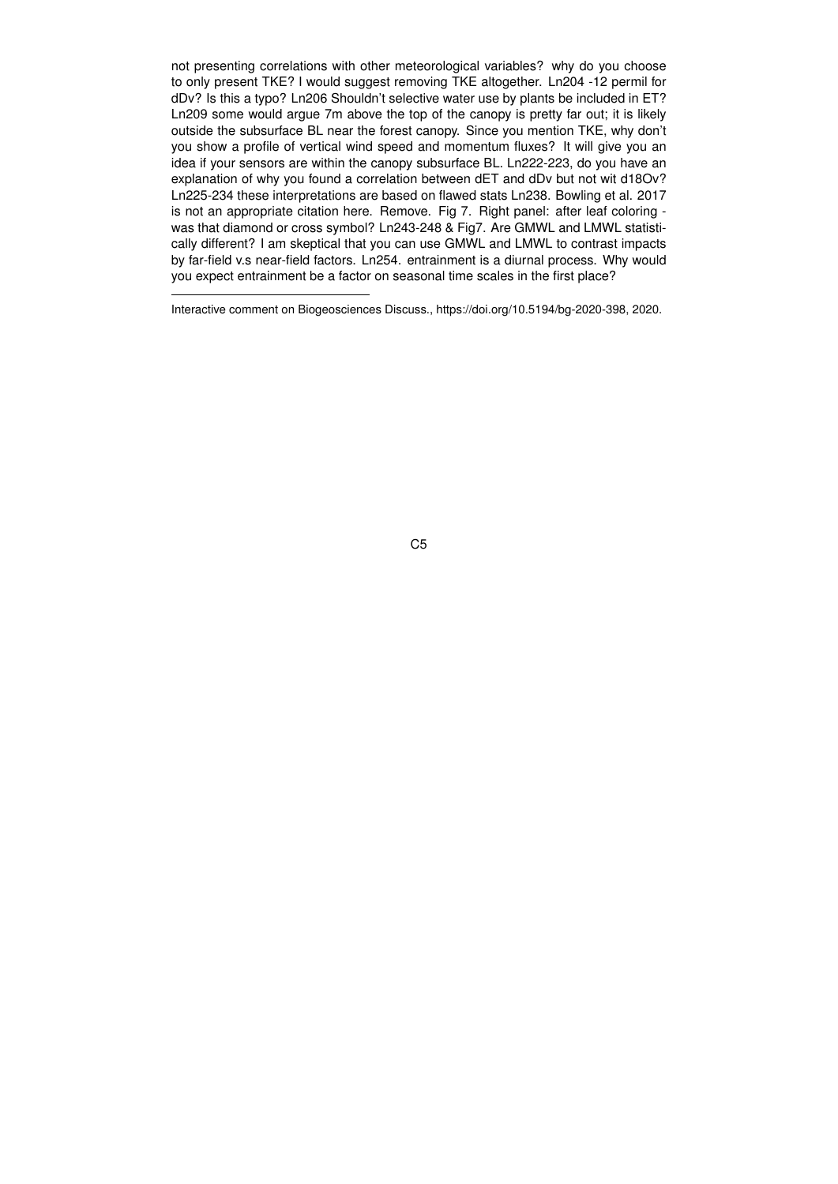not presenting correlations with other meteorological variables? why do you choose to only present TKE? I would suggest removing TKE altogether. Ln204 -12 permil for dDv? Is this a typo? Ln206 Shouldn't selective water use by plants be included in ET? Ln209 some would argue 7m above the top of the canopy is pretty far out; it is likely outside the subsurface BL near the forest canopy. Since you mention TKE, why don't you show a profile of vertical wind speed and momentum fluxes? It will give you an idea if your sensors are within the canopy subsurface BL. Ln222-223, do you have an explanation of why you found a correlation between dET and dDv but not wit d18Ov? Ln225-234 these interpretations are based on flawed stats Ln238. Bowling et al. 2017 is not an appropriate citation here. Remove. Fig 7. Right panel: after leaf coloring - was that diamond or cross symbol? Ln243-248 & Fig7. Are GMWL and LMWL statistically different? I am skeptical that you can use GMWL and LMWL to contrast impacts by far-field v.s near-field factors. Ln254. entrainment is a diurnal process. Why would you expect entrainment be a factor on seasonal time scales in the first place?

---

Interactive comment on Biogeosciences Discuss., https://doi.org/10.5194/bg-2020-398, 2020.